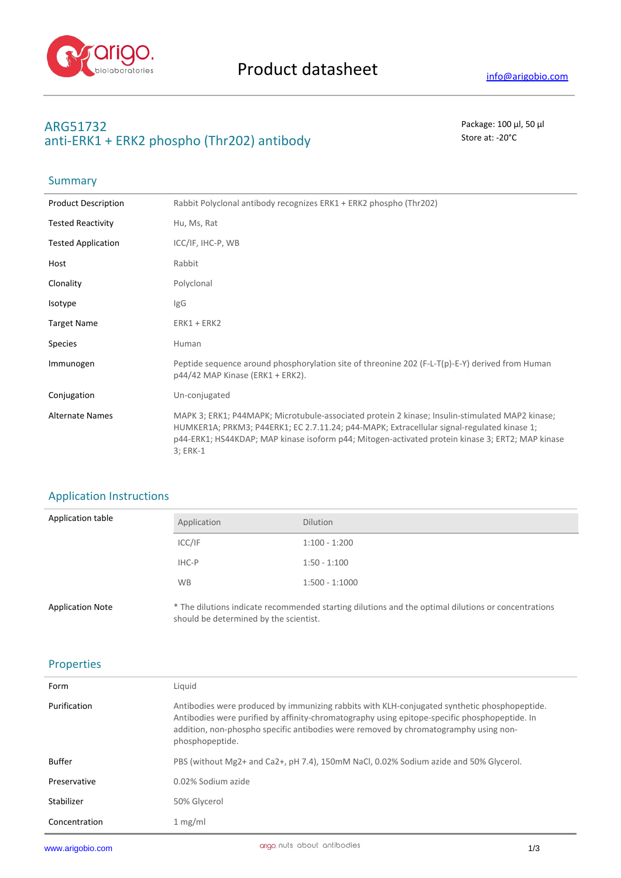Product datasheet

info@arigobio.com

# ARG51732
# anti-ERK1 + ERK2 phospho (Thr202) antibody

Package: 100 μl, 50 μl
Store at: -20°C

## Summary

| | |
|---|---|
| Product Description | Rabbit Polyclonal antibody recognizes ERK1 + ERK2 phospho (Thr202) |
| Tested Reactivity | Hu, Ms, Rat |
| Tested Application | ICC/IF, IHC-P, WB |
| Host | Rabbit |
| Clonality | Polyclonal |
| Isotype | IgG |
| Target Name | ERK1 + ERK2 |
| Species | Human |
| Immunogen | Peptide sequence around phosphorylation site of threonine 202 (F-L-T(p)-E-Y) derived from Human p44/42 MAP Kinase (ERK1 + ERK2). |
| Conjugation | Un-conjugated |
| Alternate Names | MAPK 3; ERK1; P44MAPK; Microtubule-associated protein 2 kinase; Insulin-stimulated MAP2 kinase; HUMKER1A; PRKM3; P44ERK1; EC 2.7.11.24; p44-MAPK; Extracellular signal-regulated kinase 1; p44-ERK1; HS44KDAP; MAP kinase isoform p44; Mitogen-activated protein kinase 3; ERT2; MAP kinase 3; ERK-1 |

## Application Instructions

Application table

| Application | Dilution |
|---|---|
| ICC/IF | 1:100 - 1:200 |
| IHC-P | 1:50 - 1:100 |
| WB | 1:500 - 1:1000 |

Application Note: * The dilutions indicate recommended starting dilutions and the optimal dilutions or concentrations should be determined by the scientist.

## Properties

| | |
|---|---|
| Form | Liquid |
| Purification | Antibodies were produced by immunizing rabbits with KLH-conjugated synthetic phosphopeptide. Antibodies were purified by affinity-chromatography using epitope-specific phosphopeptide. In addition, non-phospho specific antibodies were removed by chromatogramphy using non-phosphopeptide. |
| Buffer | PBS (without Mg2+ and Ca2+, pH 7.4), 150mM NaCl, 0.02% Sodium azide and 50% Glycerol. |
| Preservative | 0.02% Sodium azide |
| Stabilizer | 50% Glycerol |
| Concentration | 1 mg/ml |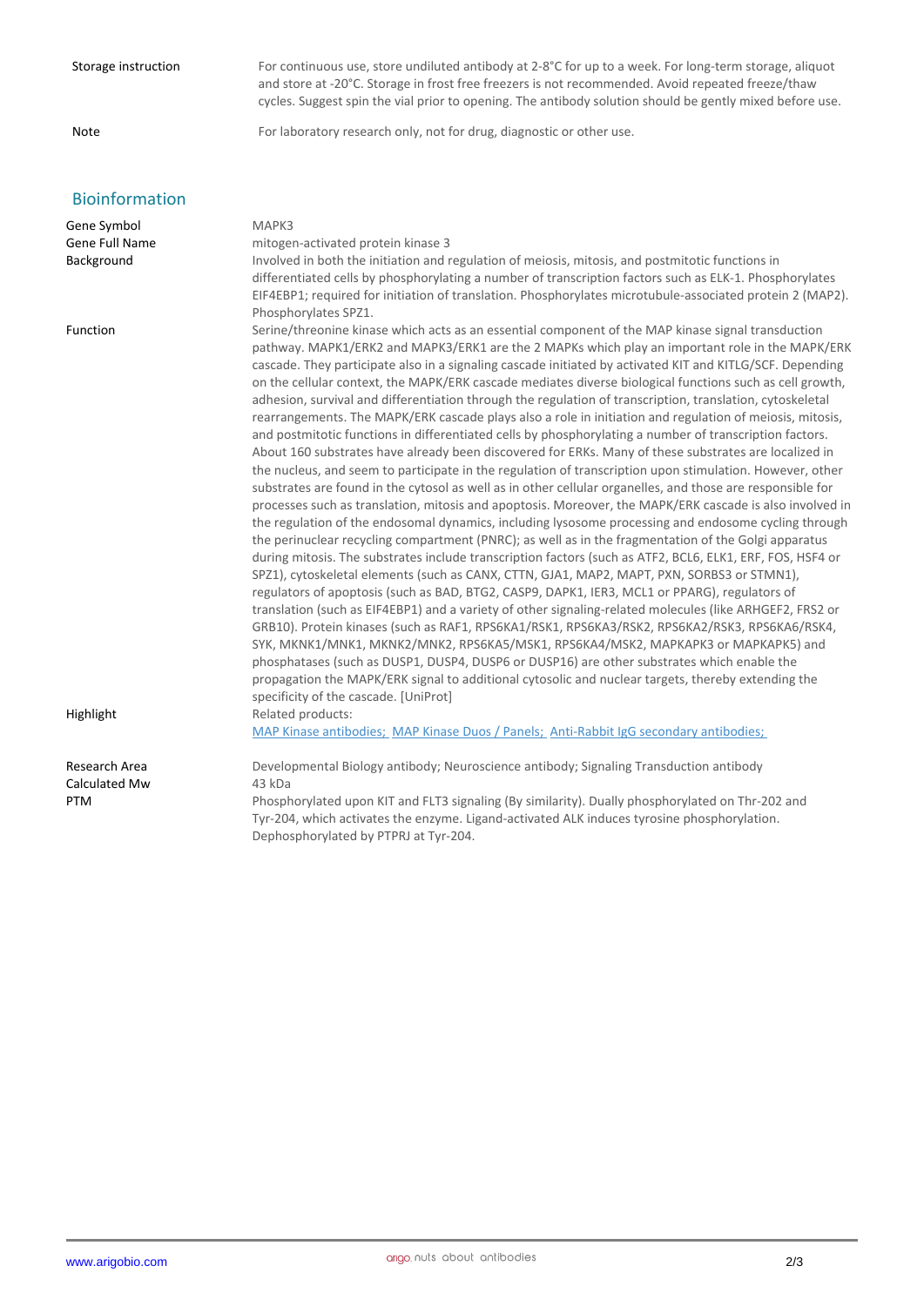| | |
|---|---|
| Storage instruction | For continuous use, store undiluted antibody at 2-8°C for up to a week. For long-term storage, aliquot and store at -20°C. Storage in frost free freezers is not recommended. Avoid repeated freeze/thaw cycles. Suggest spin the vial prior to opening. The antibody solution should be gently mixed before use. |
| Note | For laboratory research only, not for drug, diagnostic or other use. |

## Bioinformation

| | |
|---|---|
| Gene Symbol | MAPK3 |
| Gene Full Name | mitogen-activated protein kinase 3 |
| Background | Involved in both the initiation and regulation of meiosis, mitosis, and postmitotic functions in differentiated cells by phosphorylating a number of transcription factors such as ELK-1. Phosphorylates EIF4EBP1; required for initiation of translation. Phosphorylates microtubule-associated protein 2 (MAP2). Phosphorylates SPZ1. |
| Function | Serine/threonine kinase which acts as an essential component of the MAP kinase signal transduction pathway. MAPK1/ERK2 and MAPK3/ERK1 are the 2 MAPKs which play an important role in the MAPK/ERK cascade. They participate also in a signaling cascade initiated by activated KIT and KITLG/SCF. Depending on the cellular context, the MAPK/ERK cascade mediates diverse biological functions such as cell growth, adhesion, survival and differentiation through the regulation of transcription, translation, cytoskeletal rearrangements. The MAPK/ERK cascade plays also a role in initiation and regulation of meiosis, mitosis, and postmitotic functions in differentiated cells by phosphorylating a number of transcription factors. About 160 substrates have already been discovered for ERKs. Many of these substrates are localized in the nucleus, and seem to participate in the regulation of transcription upon stimulation. However, other substrates are found in the cytosol as well as in other cellular organelles, and those are responsible for processes such as translation, mitosis and apoptosis. Moreover, the MAPK/ERK cascade is also involved in the regulation of the endosomal dynamics, including lysosome processing and endosome cycling through the perinuclear recycling compartment (PNRC); as well as in the fragmentation of the Golgi apparatus during mitosis. The substrates include transcription factors (such as ATF2, BCL6, ELK1, ERF, FOS, HSF4 or SPZ1), cytoskeletal elements (such as CANX, CTTN, GJA1, MAP2, MAPT, PXN, SORBS3 or STMN1), regulators of apoptosis (such as BAD, BTG2, CASP9, DAPK1, IER3, MCL1 or PPARG), regulators of translation (such as EIF4EBP1) and a variety of other signaling-related molecules (like ARHGEF2, FRS2 or GRB10). Protein kinases (such as RAF1, RPS6KA1/RSK1, RPS6KA3/RSK2, RPS6KA2/RSK3, RPS6KA6/RSK4, SYK, MKNK1/MNK1, MKNK2/MNK2, RPS6KA5/MSK1, RPS6KA4/MSK2, MAPKAPK3 or MAPKAPK5) and phosphatases (such as DUSP1, DUSP4, DUSP6 or DUSP16) are other substrates which enable the propagation the MAPK/ERK signal to additional cytosolic and nuclear targets, thereby extending the specificity of the cascade. [UniProt] |
| Highlight | Related products: MAP Kinase antibodies; MAP Kinase Duos / Panels; Anti-Rabbit IgG secondary antibodies; |
| Research Area | Developmental Biology antibody; Neuroscience antibody; Signaling Transduction antibody |
| Calculated Mw | 43 kDa |
| PTM | Phosphorylated upon KIT and FLT3 signaling (By similarity). Dually phosphorylated on Thr-202 and Tyr-204, which activates the enzyme. Ligand-activated ALK induces tyrosine phosphorylation. Dephosphorylated by PTPRJ at Tyr-204. |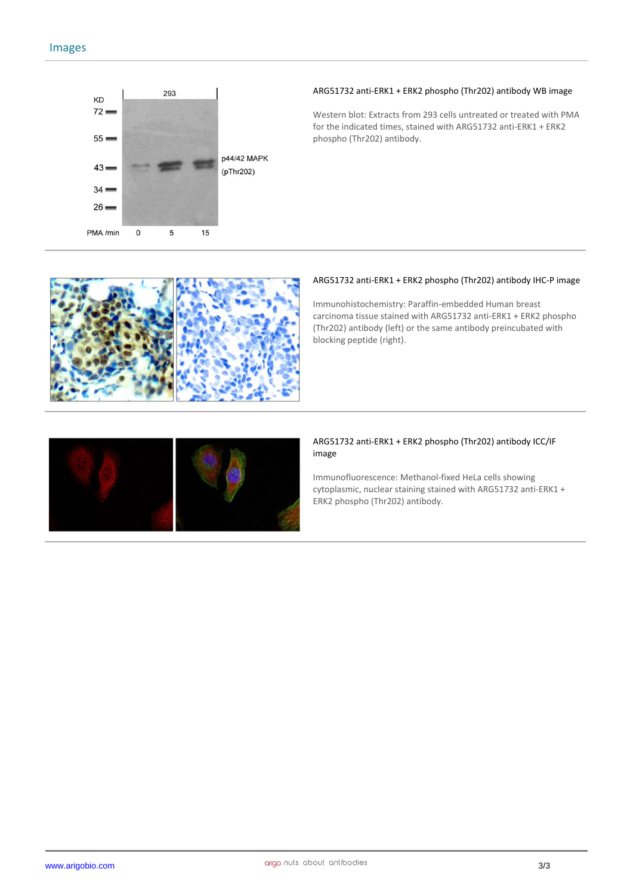## Images

293

KD

72

55

43

34

26

p44/42 MAPK (pThr202)

PMA /min 0 5 15

**ARG51732 anti-ERK1 + ERK2 phospho (Thr202) antibody WB image**

Western blot: Extracts from 293 cells untreated or treated with PMA for the indicated times, stained with ARG51732 anti-ERK1 + ERK2 phospho (Thr202) antibody.

**ARG51732 anti-ERK1 + ERK2 phospho (Thr202) antibody IHC-P image**

Immunohistochemistry: Paraffin-embedded Human breast carcinoma tissue stained with ARG51732 anti-ERK1 + ERK2 phospho (Thr202) antibody (left) or the same antibody preincubated with blocking peptide (right).

**ARG51732 anti-ERK1 + ERK2 phospho (Thr202) antibody ICC/IF image**

Immunofluorescence: Methanol-fixed HeLa cells showing cytoplasmic, nuclear staining stained with ARG51732 anti-ERK1 + ERK2 phospho (Thr202) antibody.